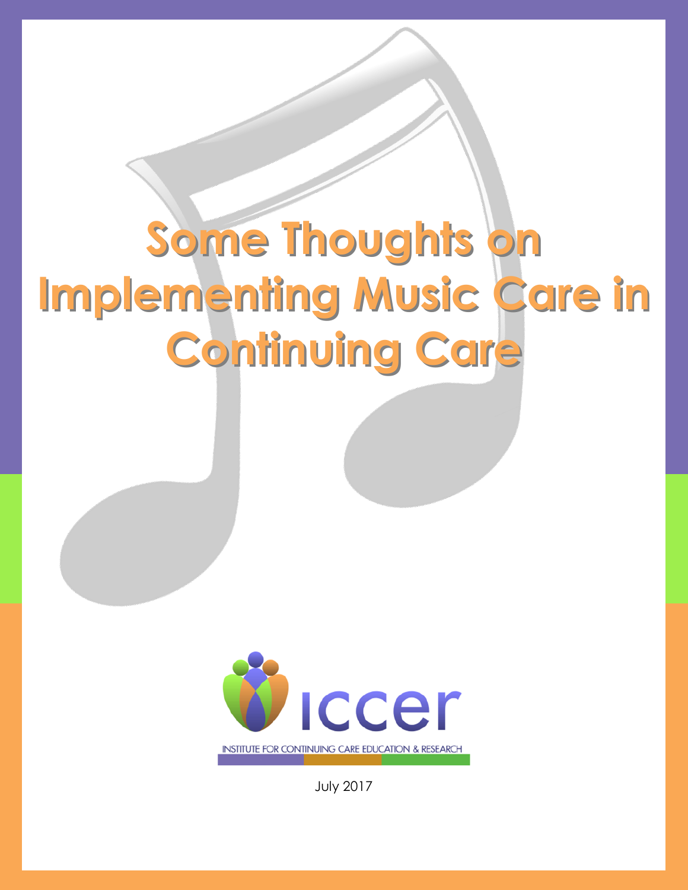# Some Thoughts on Implementing Music Care in Continuing Care

iccer

INSTITUTE FOR CONTINUING CARE EDUCATION & RESEARCH

July 2017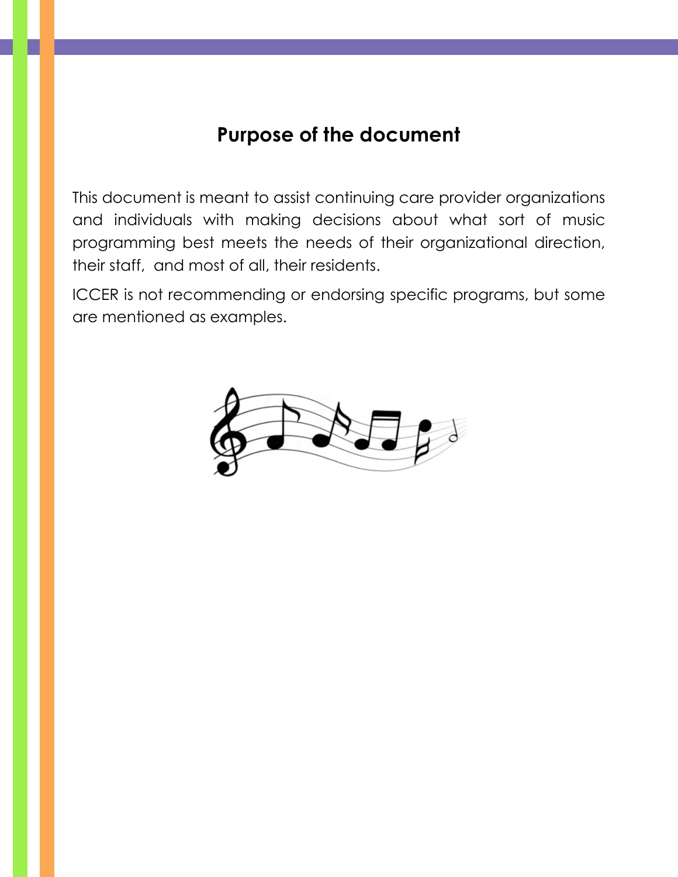## Purpose of the document

This document is meant to assist continuing care provider organizations and individuals with making decisions about what sort of music programming best meets the needs of their organizational direction, their staff,  and most of all, their residents.

ICCER is not recommending or endorsing specific programs, but some are mentioned as examples.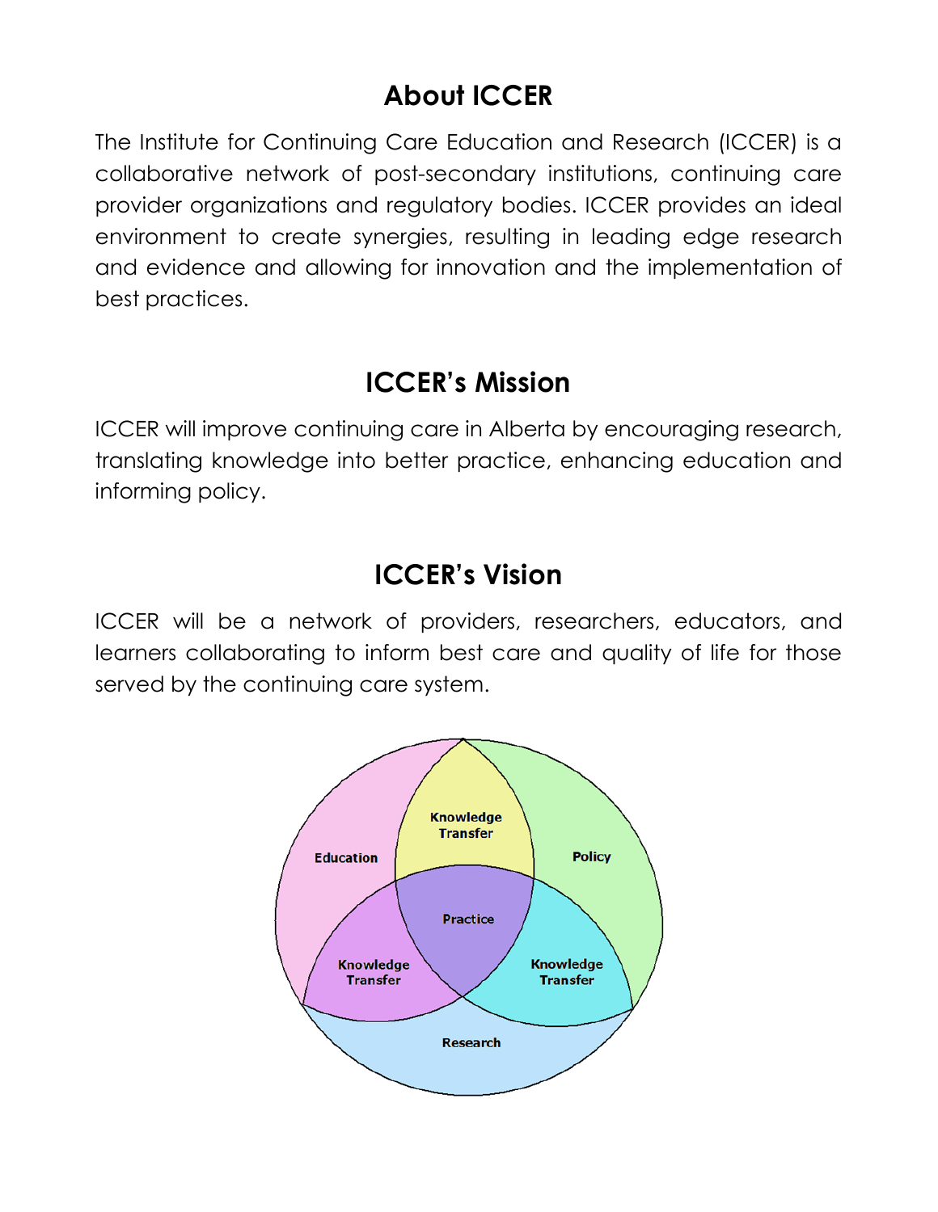## About ICCER

The Institute for Continuing Care Education and Research (ICCER) is a collaborative network of post-secondary institutions, continuing care provider organizations and regulatory bodies. ICCER provides an ideal environment to create synergies, resulting in leading edge research and evidence and allowing for innovation and the implementation of best practices.

## ICCER's Mission

ICCER will improve continuing care in Alberta by encouraging research, translating knowledge into better practice, enhancing education and informing policy.

## ICCER's Vision

ICCER will be a network of providers, researchers, educators, and learners collaborating to inform best care and quality of life for those served by the continuing care system.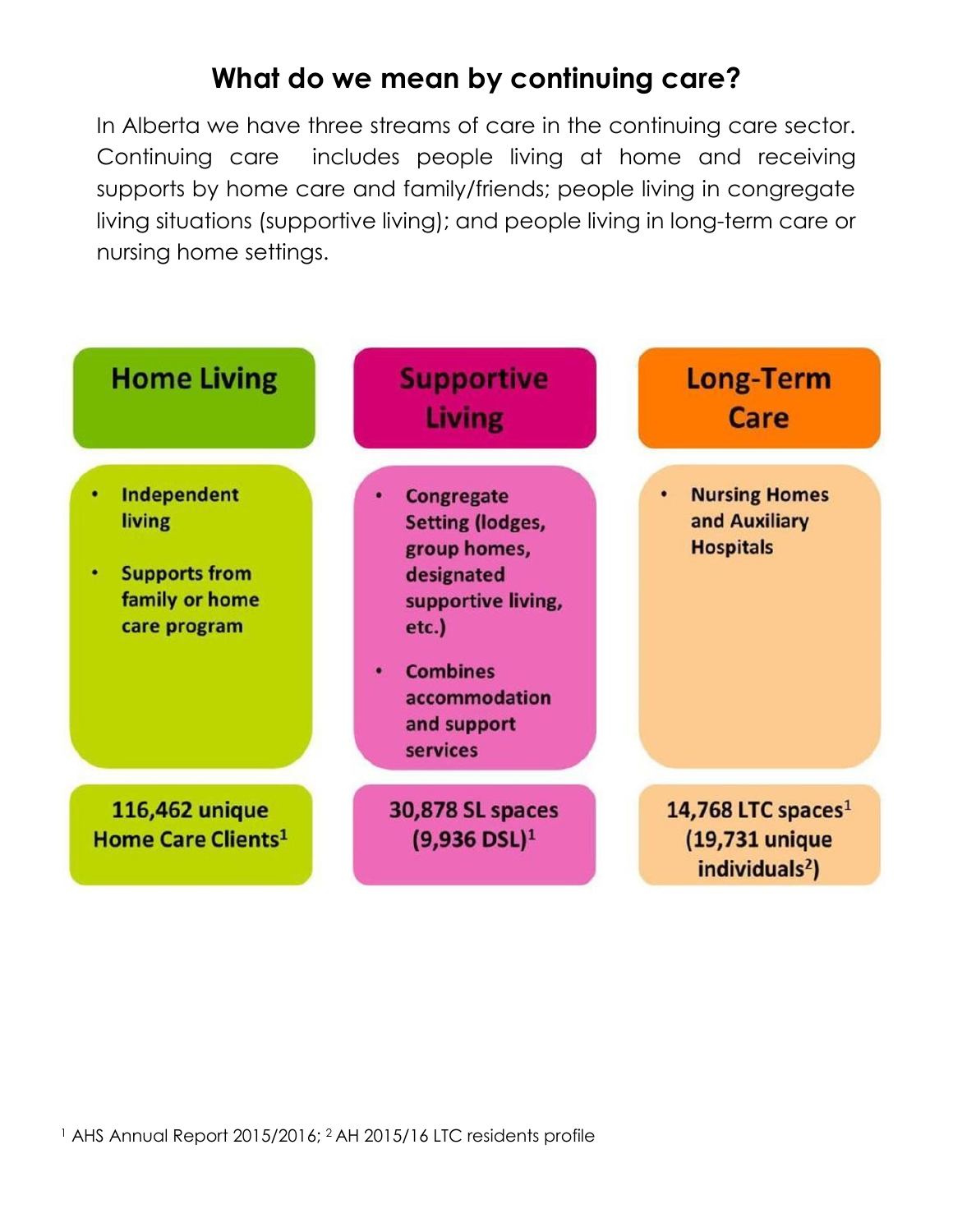## What do we mean by continuing care?

In Alberta we have three streams of care in the continuing care sector. Continuing care includes people living at home and receiving supports by home care and family/friends; people living in congregate living situations (supportive living); and people living in long-term care or nursing home settings.

| Home Living | Supportive Living | Long-Term Care |
| --- | --- | --- |
| • Independent living<br>• Supports from family or home care program | • Congregate Setting (lodges, group homes, designated supportive living, etc.)<br>• Combines accommodation and support services | • Nursing Homes and Auxiliary Hospitals |
| 116,462 unique Home Care Clients[1] | 30,878 SL spaces (9,936 DSL)[1] | 14,768 LTC spaces[1] (19,731 unique individuals[2]) |

[1] AHS Annual Report 2015/2016; [2] AH 2015/16 LTC residents profile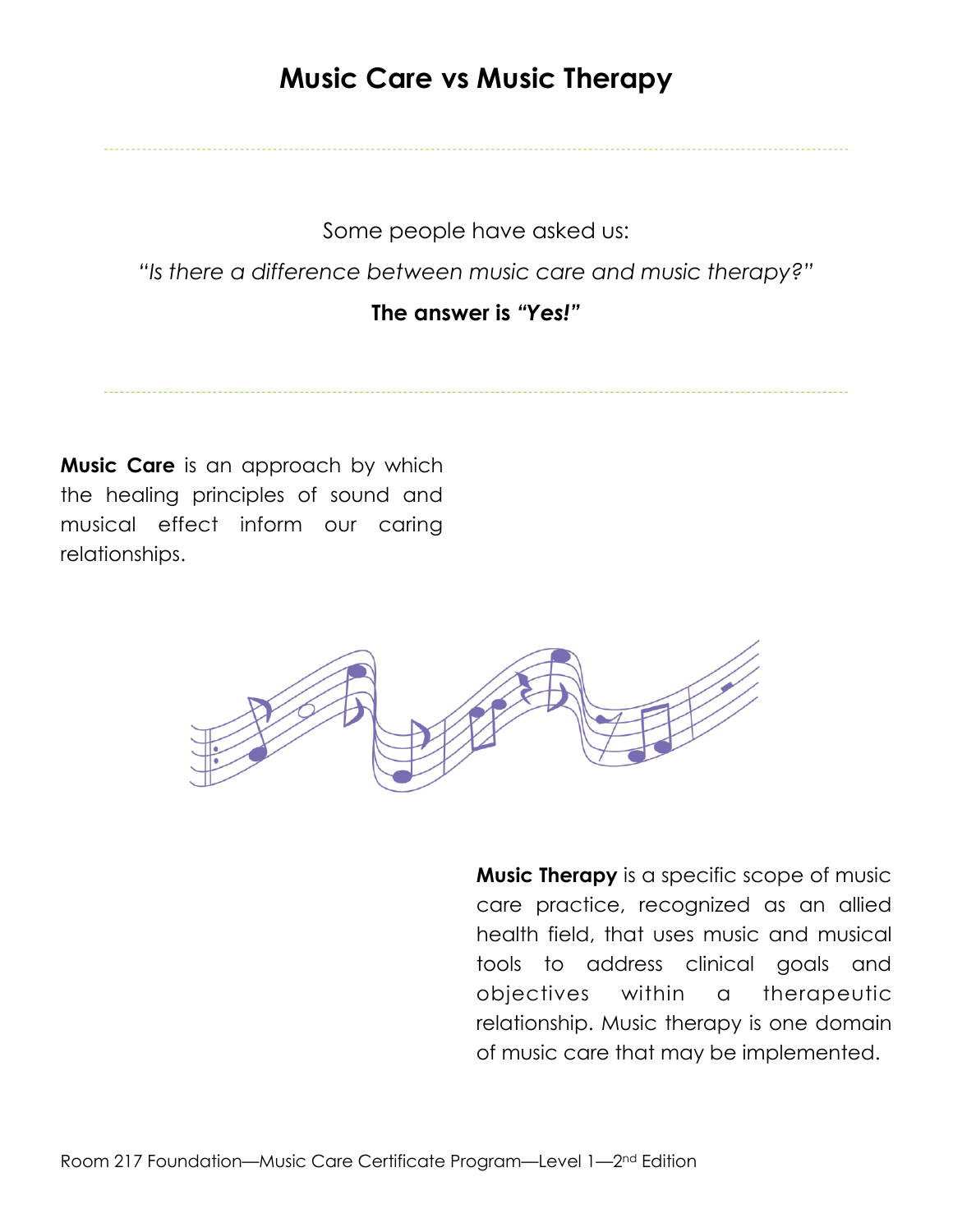# Music Care vs Music Therapy

Some people have asked us:

*"Is there a difference between music care and music therapy?"*

**The answer is *"Yes!"***

**Music Care** is an approach by which the healing principles of sound and musical effect inform our caring relationships.

**Music Therapy** is a specific scope of music care practice, recognized as an allied health field, that uses music and musical tools to address clinical goals and objectives within a therapeutic relationship. Music therapy is one domain of music care that may be implemented.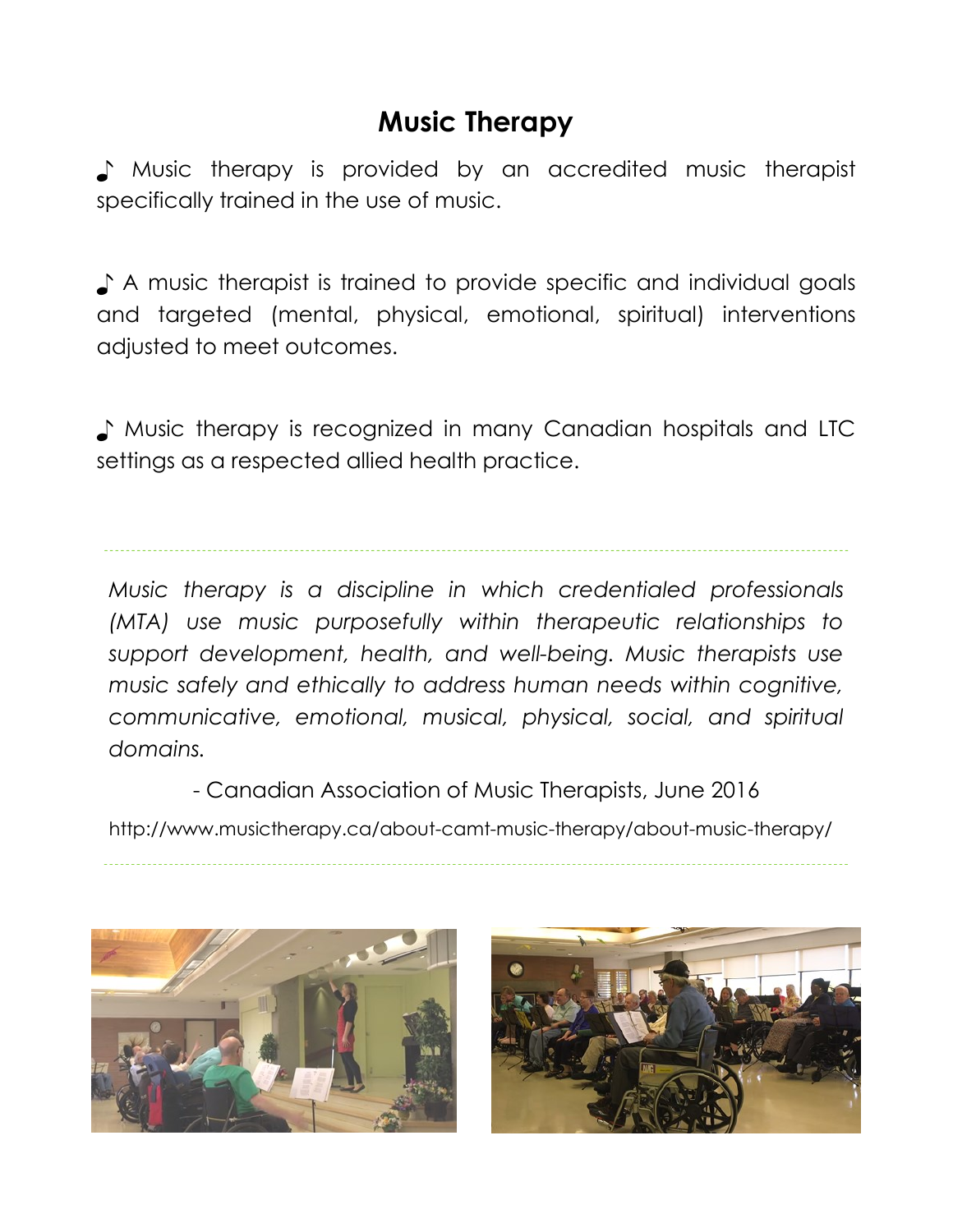# Music Therapy

♪ Music therapy is provided by an accredited music therapist specifically trained in the use of music.

♪ A music therapist is trained to provide specific and individual goals and targeted (mental, physical, emotional, spiritual) interventions adjusted to meet outcomes.

♪ Music therapy is recognized in many Canadian hospitals and LTC settings as a respected allied health practice.

---

*Music therapy is a discipline in which credentialed professionals (MTA) use music purposefully within therapeutic relationships to support development, health, and well-being. Music therapists use music safely and ethically to address human needs within cognitive, communicative, emotional, musical, physical, social, and spiritual domains.*

- Canadian Association of Music Therapists, June 2016

http://www.musictherapy.ca/about-camt-music-therapy/about-music-therapy/

---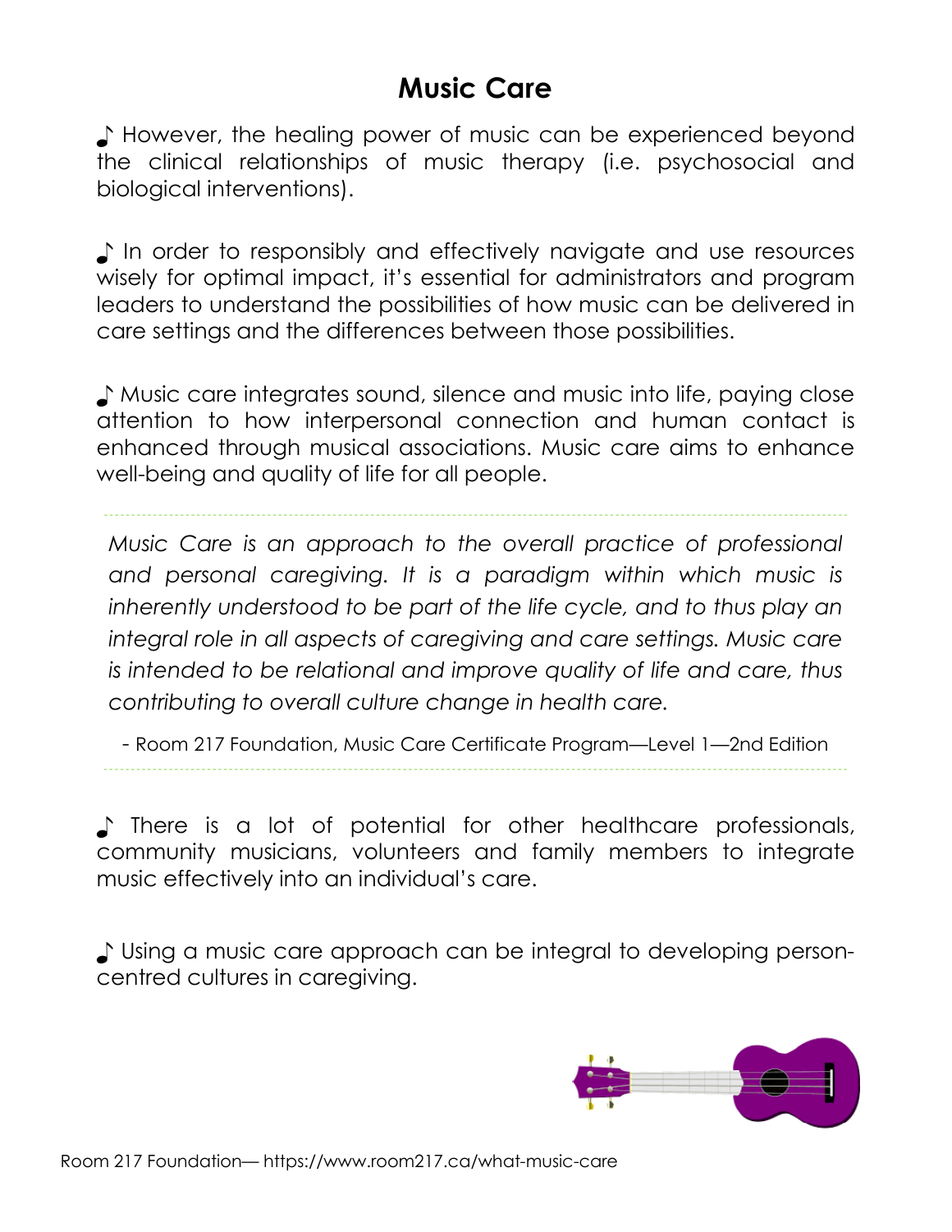# Music Care

♪ However, the healing power of music can be experienced beyond the clinical relationships of music therapy (i.e. psychosocial and biological interventions).

♪ In order to responsibly and effectively navigate and use resources wisely for optimal impact, it's essential for administrators and program leaders to understand the possibilities of how music can be delivered in care settings and the differences between those possibilities.

♪ Music care integrates sound, silence and music into life, paying close attention to how interpersonal connection and human contact is enhanced through musical associations. Music care aims to enhance well-being and quality of life for all people.

> *Music Care is an approach to the overall practice of professional and personal caregiving. It is a paradigm within which music is inherently understood to be part of the life cycle, and to thus play an integral role in all aspects of caregiving and care settings. Music care is intended to be relational and improve quality of life and care, thus contributing to overall culture change in health care.*
>
> - Room 217 Foundation, Music Care Certificate Program—Level 1—2nd Edition

♪ There is a lot of potential for other healthcare professionals, community musicians, volunteers and family members to integrate music effectively into an individual's care.

♪ Using a music care approach can be integral to developing person-centred cultures in caregiving.

Room 217 Foundation— https://www.room217.ca/what-music-care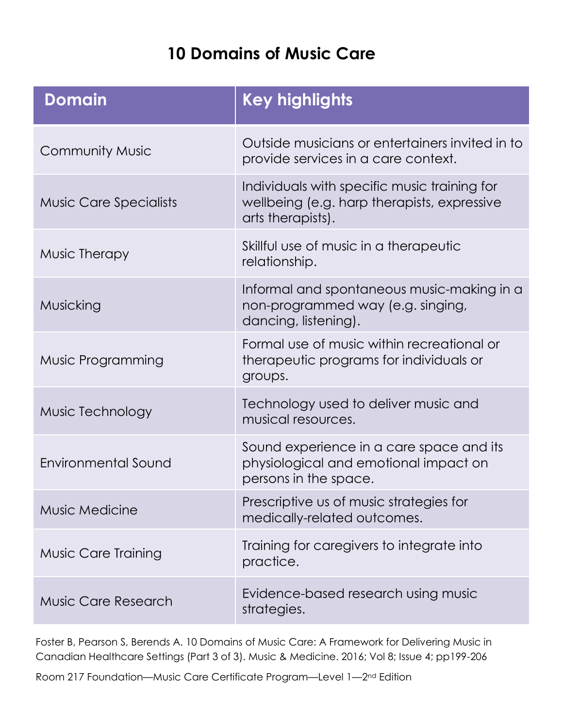# 10 Domains of Music Care

| Domain | Key highlights |
| --- | --- |
| Community Music | Outside musicians or entertainers invited in to provide services in a care context. |
| Music Care Specialists | Individuals with specific music training for wellbeing (e.g. harp therapists, expressive arts therapists). |
| Music Therapy | Skillful use of music in a therapeutic relationship. |
| Musicking | Informal and spontaneous music-making in a non-programmed way (e.g. singing, dancing, listening). |
| Music Programming | Formal use of music within recreational or therapeutic programs for individuals or groups. |
| Music Technology | Technology used to deliver music and musical resources. |
| Environmental Sound | Sound experience in a care space and its physiological and emotional impact on persons in the space. |
| Music Medicine | Prescriptive us of music strategies for medically-related outcomes. |
| Music Care Training | Training for caregivers to integrate into practice. |
| Music Care Research | Evidence-based research using music strategies. |

Foster B, Pearson S, Berends A. 10 Domains of Music Care: A Framework for Delivering Music in Canadian Healthcare Settings (Part 3 of 3). Music & Medicine. 2016; Vol 8; Issue 4; pp199-206

Room 217 Foundation—Music Care Certificate Program—Level 1—2nd Edition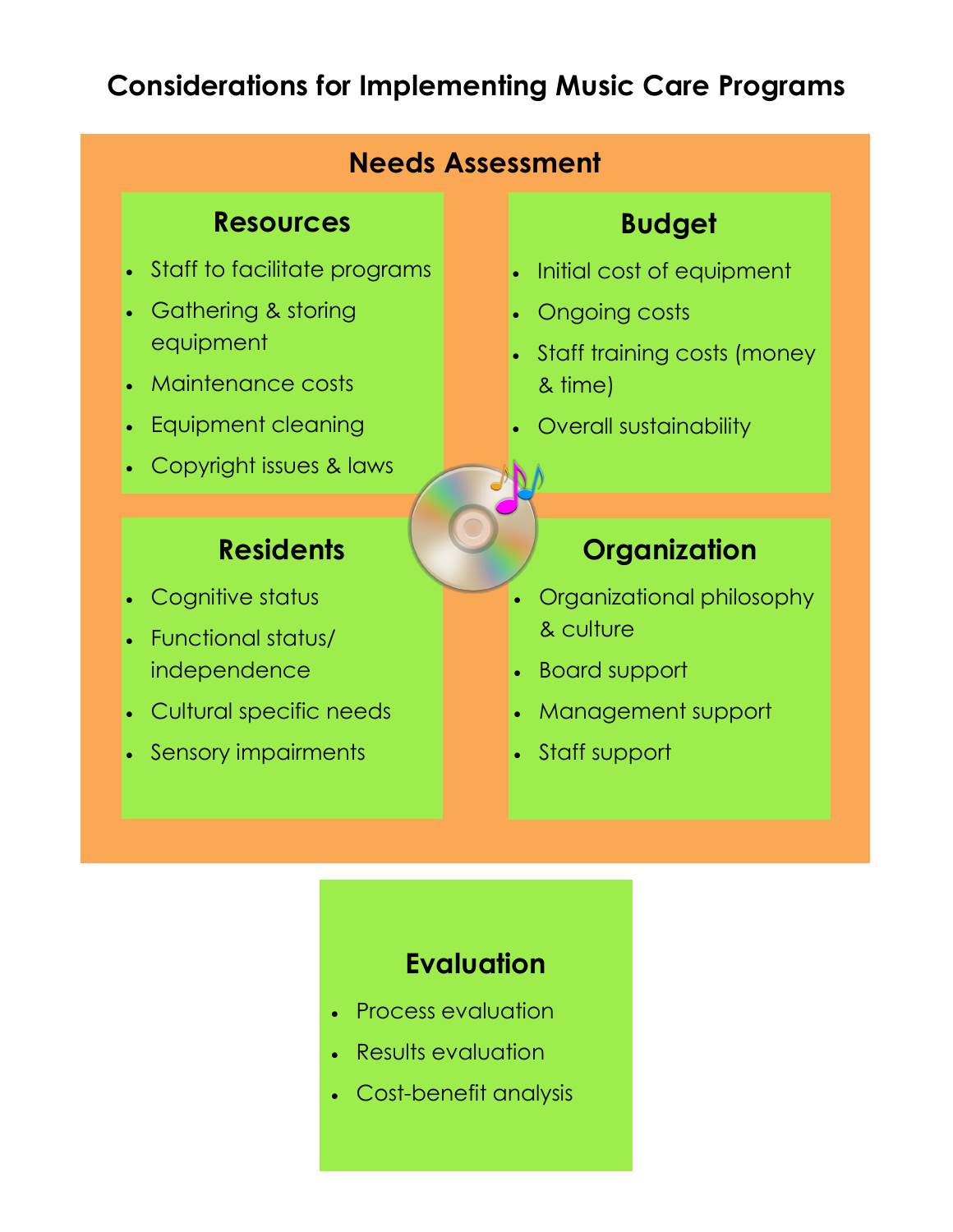# Considerations for Implementing Music Care Programs

## Needs Assessment

### Resources

- Staff to facilitate programs
- Gathering & storing equipment
- Maintenance costs
- Equipment cleaning
- Copyright issues & laws

### Budget

- Initial cost of equipment
- Ongoing costs
- Staff training costs (money & time)
- Overall sustainability

### Residents

- Cognitive status
- Functional status/ independence
- Cultural specific needs
- Sensory impairments

### Organization

- Organizational philosophy & culture
- Board support
- Management support
- Staff support

## Evaluation

- Process evaluation
- Results evaluation
- Cost-benefit analysis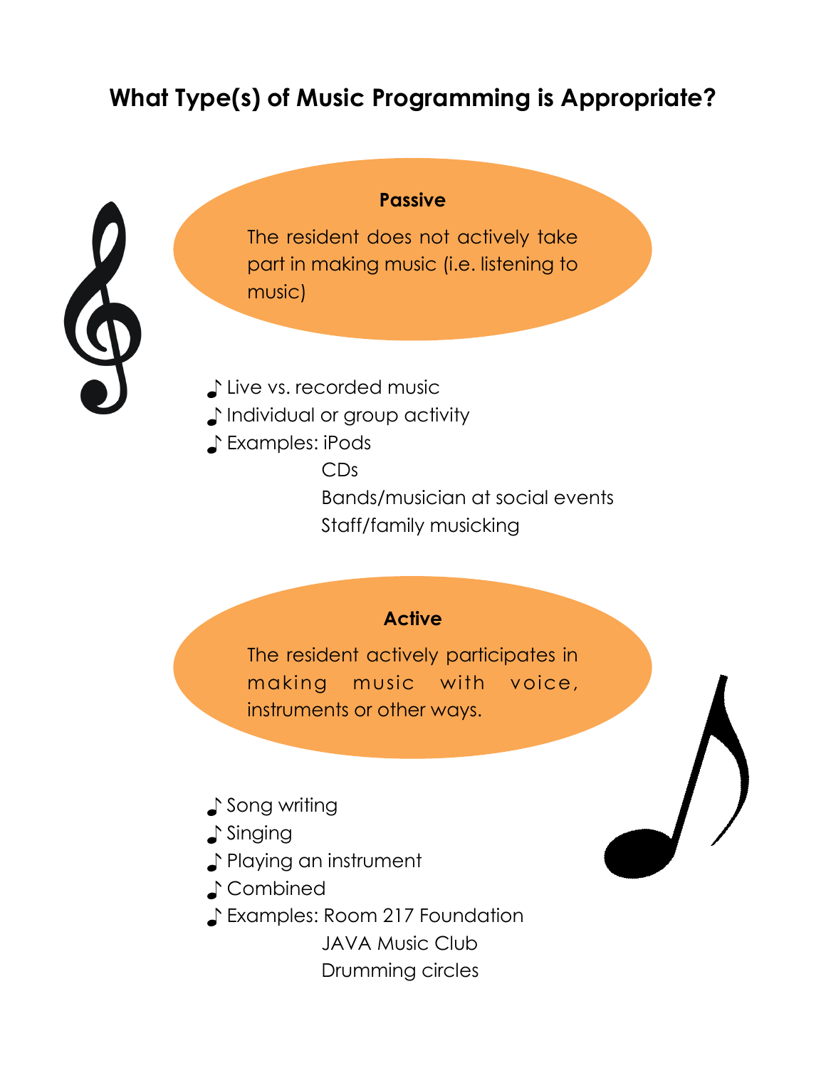## What Type(s) of Music Programming is Appropriate?

**Passive**

The resident does not actively take part in making music (i.e. listening to music)

- Live vs. recorded music
- Individual or group activity
- Examples: iPods
  - CDs
  - Bands/musician at social events
  - Staff/family musicking

**Active**

The resident actively participates in making music with voice, instruments or other ways.

- Song writing
- Singing
- Playing an instrument
- Combined
- Examples: Room 217 Foundation
  - JAVA Music Club
  - Drumming circles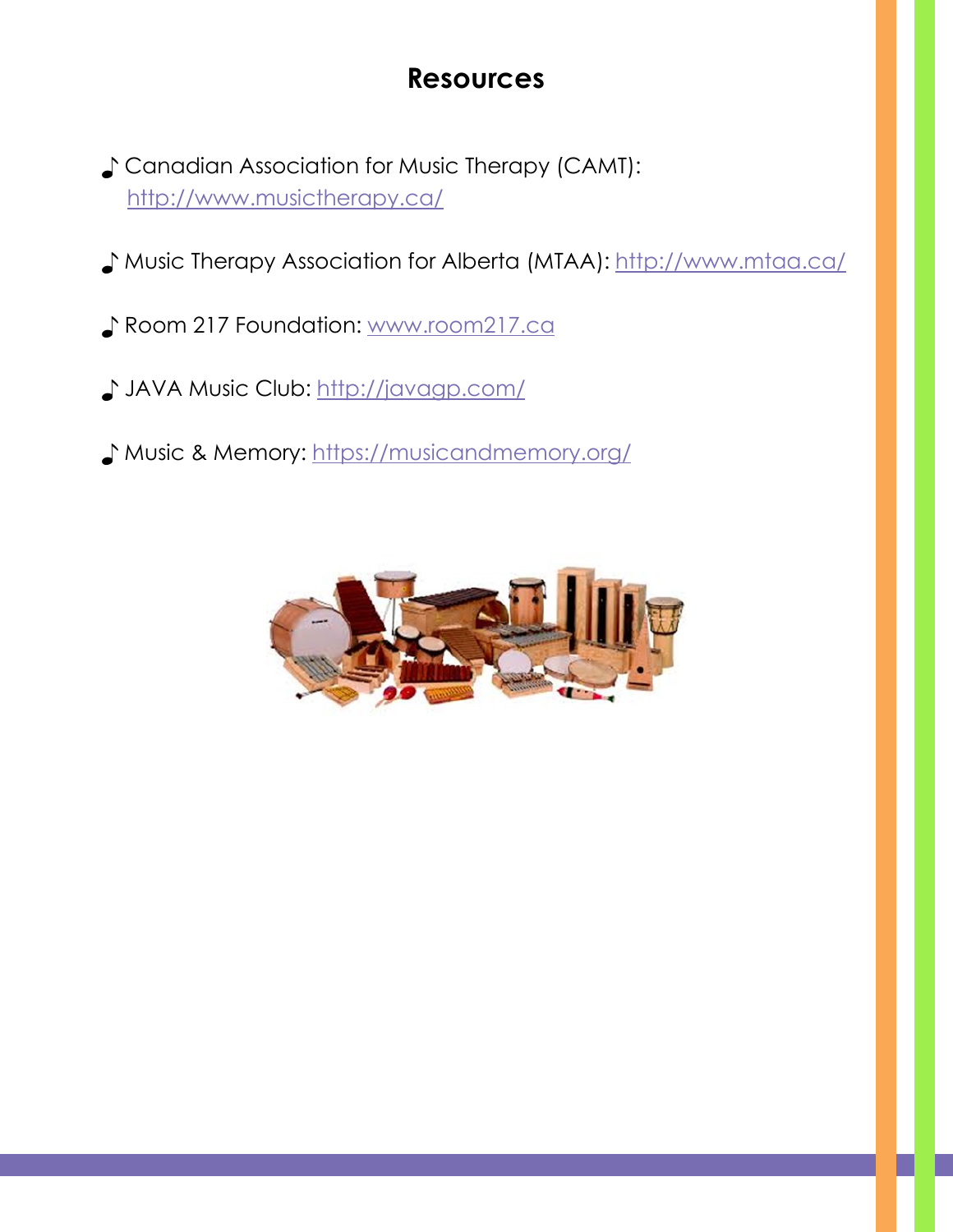# Resources

- Canadian Association for Music Therapy (CAMT): http://www.musictherapy.ca/
- Music Therapy Association for Alberta (MTAA): http://www.mtaa.ca/
- Room 217 Foundation: www.room217.ca
- JAVA Music Club: http://javagp.com/
- Music & Memory: https://musicandmemory.org/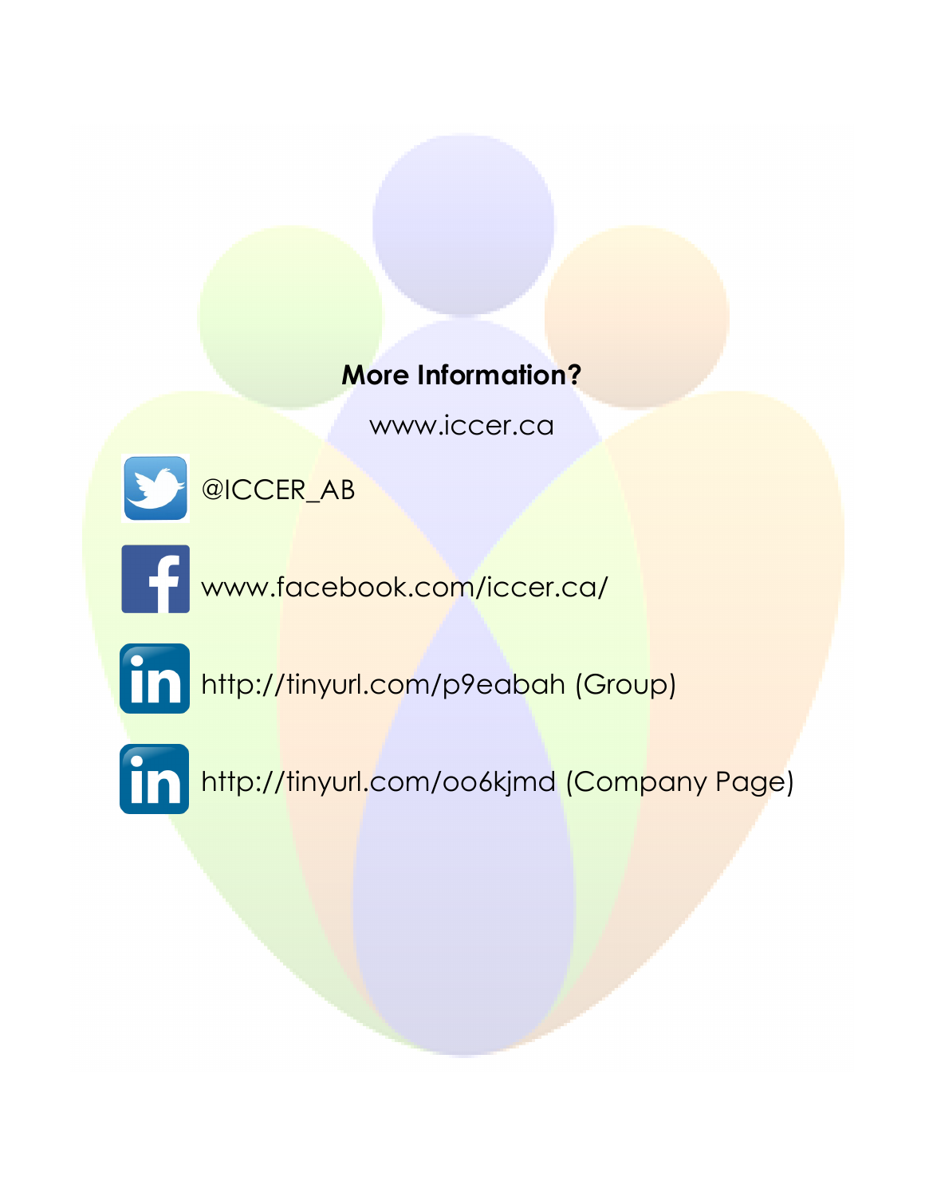**More Information?**

www.iccer.ca

@ICCER_AB

www.facebook.com/iccer.ca/

http://tinyurl.com/p9eabah (Group)

http://tinyurl.com/oo6kjmd (Company Page)